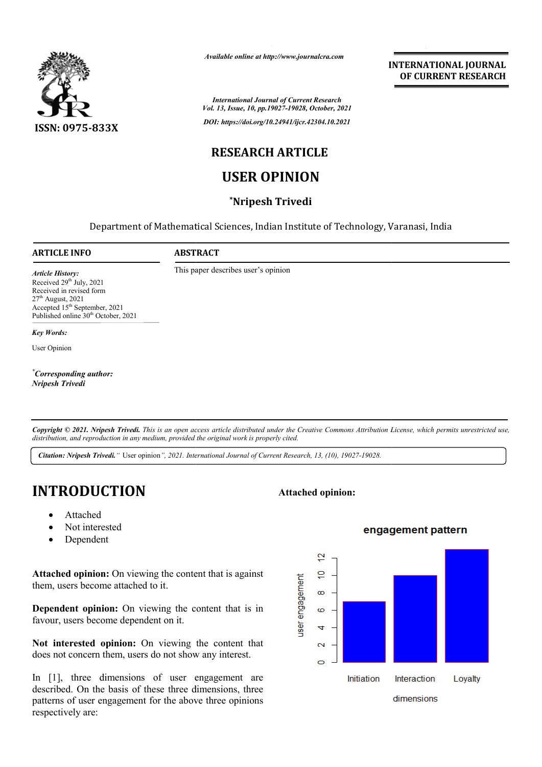INTERNATIONAL JOURNAL OF CURRENT RESEARCH

ISSN: 0975-833X

*Available online at http://www.journalcra.com*

*International Journal of Current Research*
*Vol. 13, Issue, 10, pp.19027-19028, October, 2021*

*DOI: https://doi.org/10.24941/ijcr.42304.10.2021*

# RESEARCH ARTICLE

# USER OPINION

**[*]Nripesh Trivedi**

Department of Mathematical Sciences, Indian Institute of Technology, Varanasi, India

## ARTICLE INFO

*Article History:*
Received 29th July, 2021
Received in revised form
27th August, 2021
Accepted 15th September, 2021
Published online 30th October, 2021

*Key Words:*

User Opinion

*[*]Corresponding author:*
*Nripesh Trivedi*

## ABSTRACT

This paper describes user's opinion

*Copyright © 2021. Nripesh Trivedi. This is an open access article distributed under the Creative Commons Attribution License, which permits unrestricted use, distribution, and reproduction in any medium, provided the original work is properly cited.*

***Citation: Nripesh Trivedi.*** *"* User opinion*", 2021. International Journal of Current Research, 13, (10), 19027-19028.*

# INTRODUCTION

- Attached
- Not interested
- Dependent

**Attached opinion:** On viewing the content that is against them, users become attached to it.

**Dependent opinion:** On viewing the content that is in favour, users become dependent on it.

**Not interested opinion:** On viewing the content that does not concern them, users do not show any interest.

In [1], three dimensions of user engagement are described. On the basis of these three dimensions, three patterns of user engagement for the above three opinions respectively are:

**Attached opinion:**

engagement pattern

| dimensions | user engagement |
|---|---|
| Initiation | 7 |
| Interaction | 10 |
| Loyalty | 13 |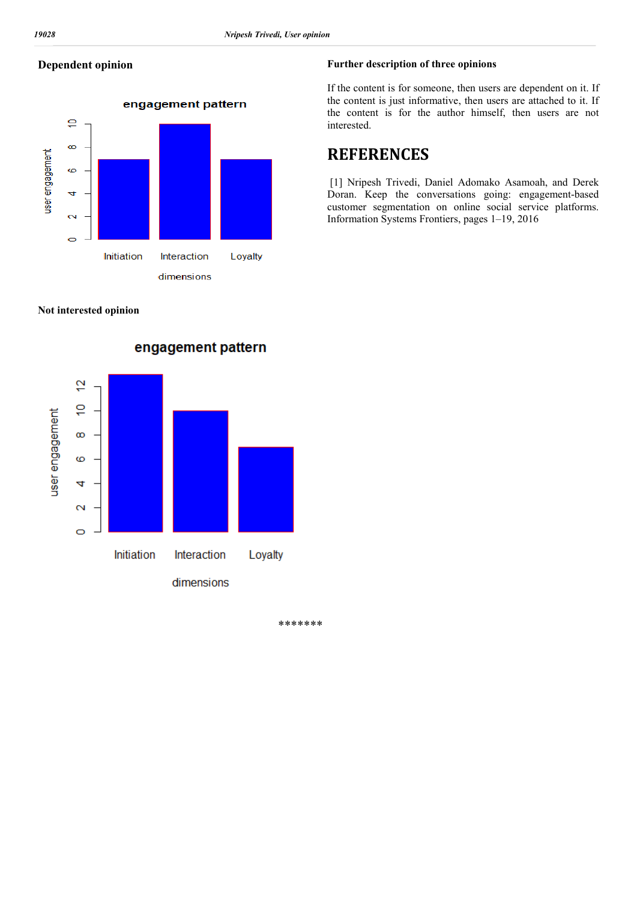### Dependent opinion

engagement pattern

user engagement

0
2
4
6
8
10

Initiation
Interaction
Loyalty

dimensions

### Not interested opinion

engagement pattern

user engagement

0
2
4
6
8
10
12

Initiation
Interaction
Loyalty

dimensions

### Further description of three opinions

If the content is for someone, then users are dependent on it. If the content is just informative, then users are attached to it. If the content is for the author himself, then users are not interested.

## REFERENCES

[1] Nripesh Trivedi, Daniel Adomako Asamoah, and Derek Doran. Keep the conversations going: engagement-based customer segmentation on online social service platforms. Information Systems Frontiers, pages 1–19, 2016

*******